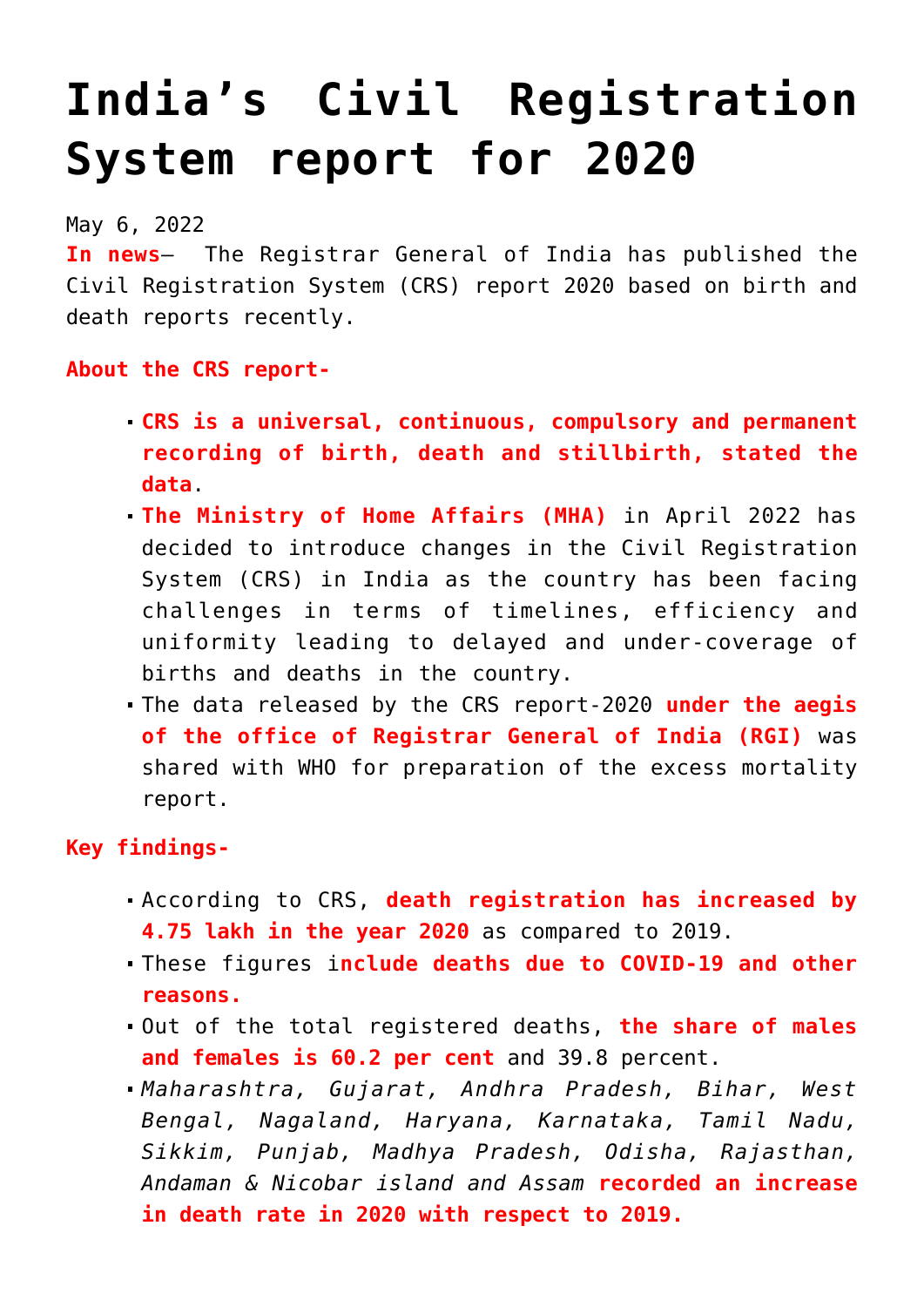# India's Civil Registration System report for 2020

May 6, 2022

**In news**– The Registrar General of India has published the Civil Registration System (CRS) report 2020 based on birth and death reports recently.

**About the CRS report-**

- **CRS is a universal, continuous, compulsory and permanent recording of birth, death and stillbirth, stated the data**.
- **The Ministry of Home Affairs (MHA)** in April 2022 has decided to introduce changes in the Civil Registration System (CRS) in India as the country has been facing challenges in terms of timelines, efficiency and uniformity leading to delayed and under-coverage of births and deaths in the country.
- The data released by the CRS report-2020 **under the aegis of the office of Registrar General of India (RGI)** was shared with WHO for preparation of the excess mortality report.

**Key findings-**

- According to CRS, **death registration has increased by 4.75 lakh in the year 2020** as compared to 2019.
- These figures i**nclude deaths due to COVID-19 and other reasons.**
- Out of the total registered deaths, **the share of males and females is 60.2 per cent** and 39.8 percent.
- *Maharashtra, Gujarat, Andhra Pradesh, Bihar, West Bengal, Nagaland, Haryana, Karnataka, Tamil Nadu, Sikkim, Punjab, Madhya Pradesh, Odisha, Rajasthan, Andaman & Nicobar island and Assam* **recorded an increase in death rate in 2020 with respect to 2019.**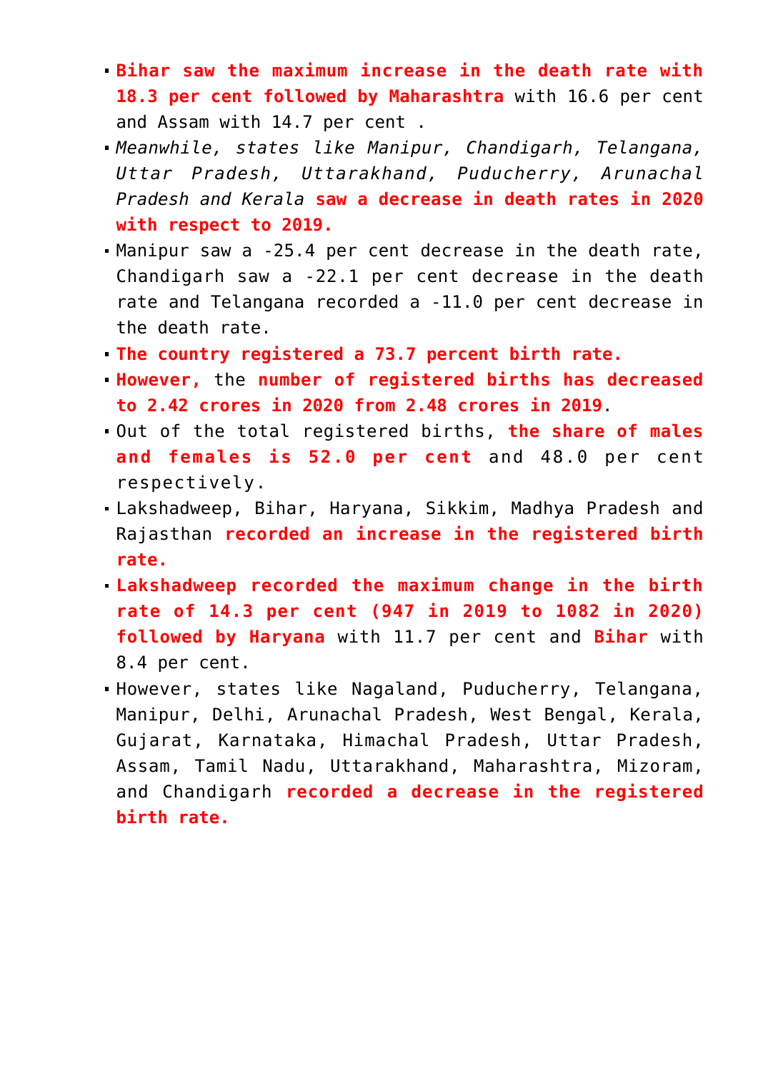- **Bihar saw the maximum increase in the death rate with 18.3 per cent followed by Maharashtra** with 16.6 per cent and Assam with 14.7 per cent .
- *Meanwhile, states like Manipur, Chandigarh, Telangana, Uttar Pradesh, Uttarakhand, Puducherry, Arunachal Pradesh and Kerala* **saw a decrease in death rates in 2020 with respect to 2019.**
- Manipur saw a -25.4 per cent decrease in the death rate, Chandigarh saw a -22.1 per cent decrease in the death rate and Telangana recorded a -11.0 per cent decrease in the death rate.
- **The country registered a 73.7 percent birth rate.**
- **However,** the **number of registered births has decreased to 2.42 crores in 2020 from 2.48 crores in 2019**.
- Out of the total registered births, **the share of males and females is 52.0 per cent** and 48.0 per cent respectively.
- Lakshadweep, Bihar, Haryana, Sikkim, Madhya Pradesh and Rajasthan **recorded an increase in the registered birth rate.**
- **Lakshadweep recorded the maximum change in the birth rate of 14.3 per cent (947 in 2019 to 1082 in 2020) followed by Haryana** with 11.7 per cent and **Bihar** with 8.4 per cent.
- However, states like Nagaland, Puducherry, Telangana, Manipur, Delhi, Arunachal Pradesh, West Bengal, Kerala, Gujarat, Karnataka, Himachal Pradesh, Uttar Pradesh, Assam, Tamil Nadu, Uttarakhand, Maharashtra, Mizoram, and Chandigarh **recorded a decrease in the registered birth rate.**